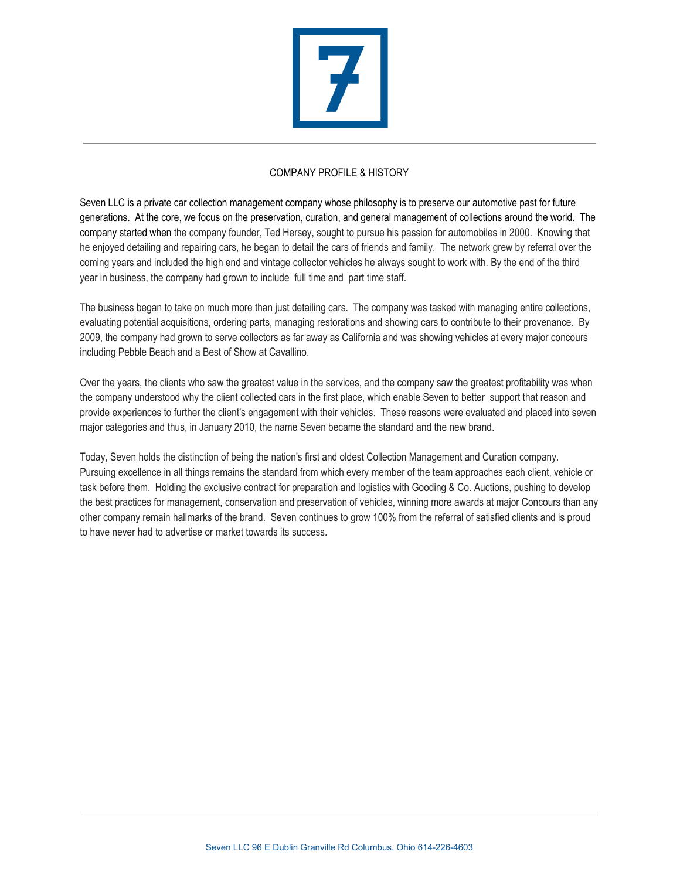## COMPANY PROFILE & HISTORY

Seven LLC is a private car collection management company whose philosophy is to preserve our automotive past for future generations. At the core, we focus on the preservation, curation, and general management of collections around the world. The company started when the company founder, Ted Hersey, sought to pursue his passion for automobiles in 2000. Knowing that he enjoyed detailing and repairing cars, he began to detail the cars of friends and family. The network grew by referral over the coming years and included the high end and vintage collector vehicles he always sought to work with. By the end of the third year in business, the company had grown to include full time and part time staff.

The business began to take on much more than just detailing cars. The company was tasked with managing entire collections, evaluating potential acquisitions, ordering parts, managing restorations and showing cars to contribute to their provenance. By 2009, the company had grown to serve collectors as far away as California and was showing vehicles at every major concours including Pebble Beach and a Best of Show at Cavallino.

Over the years, the clients who saw the greatest value in the services, and the company saw the greatest profitability was when the company understood why the client collected cars in the first place, which enable Seven to better support that reason and provide experiences to further the client's engagement with their vehicles. These reasons were evaluated and placed into seven major categories and thus, in January 2010, the name Seven became the standard and the new brand.

Today, Seven holds the distinction of being the nation's first and oldest Collection Management and Curation company. Pursuing excellence in all things remains the standard from which every member of the team approaches each client, vehicle or task before them. Holding the exclusive contract for preparation and logistics with Gooding & Co. Auctions, pushing to develop the best practices for management, conservation and preservation of vehicles, winning more awards at major Concours than any other company remain hallmarks of the brand. Seven continues to grow 100% from the referral of satisfied clients and is proud to have never had to advertise or market towards its success.

Seven LLC 96 E Dublin Granville Rd Columbus, Ohio 614-226-4603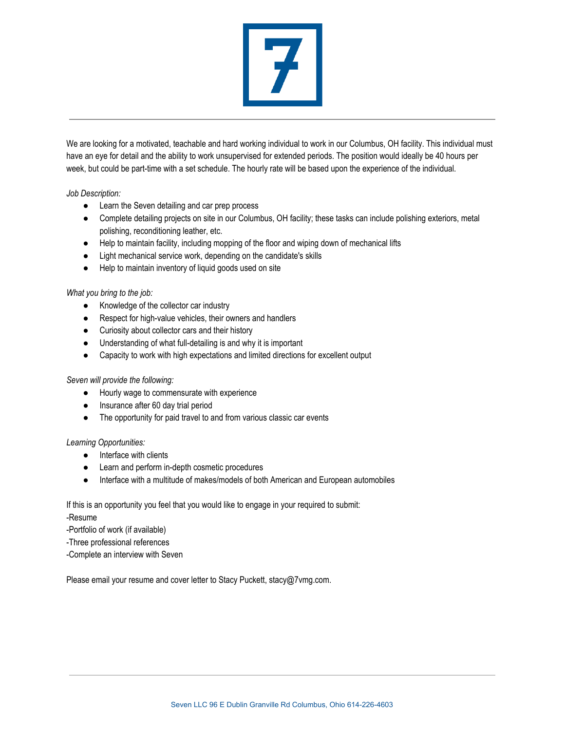We are looking for a motivated, teachable and hard working individual to work in our Columbus, OH facility. This individual must have an eye for detail and the ability to work unsupervised for extended periods. The position would ideally be 40 hours per week, but could be part-time with a set schedule. The hourly rate will be based upon the experience of the individual.

*Job Description:*

- Learn the Seven detailing and car prep process
- Complete detailing projects on site in our Columbus, OH facility; these tasks can include polishing exteriors, metal polishing, reconditioning leather, etc.
- Help to maintain facility, including mopping of the floor and wiping down of mechanical lifts
- Light mechanical service work, depending on the candidate's skills
- Help to maintain inventory of liquid goods used on site

*What you bring to the job:*

- Knowledge of the collector car industry
- Respect for high-value vehicles, their owners and handlers
- Curiosity about collector cars and their history
- Understanding of what full-detailing is and why it is important
- Capacity to work with high expectations and limited directions for excellent output

*Seven will provide the following:*

- Hourly wage to commensurate with experience
- Insurance after 60 day trial period
- The opportunity for paid travel to and from various classic car events

*Learning Opportunities:*

- Interface with clients
- Learn and perform in-depth cosmetic procedures
- Interface with a multitude of makes/models of both American and European automobiles

If this is an opportunity you feel that you would like to engage in your required to submit:
-Resume
-Portfolio of work (if available)
-Three professional references
-Complete an interview with Seven

Please email your resume and cover letter to Stacy Puckett, stacy@7vmg.com.

Seven LLC 96 E Dublin Granville Rd Columbus, Ohio 614-226-4603